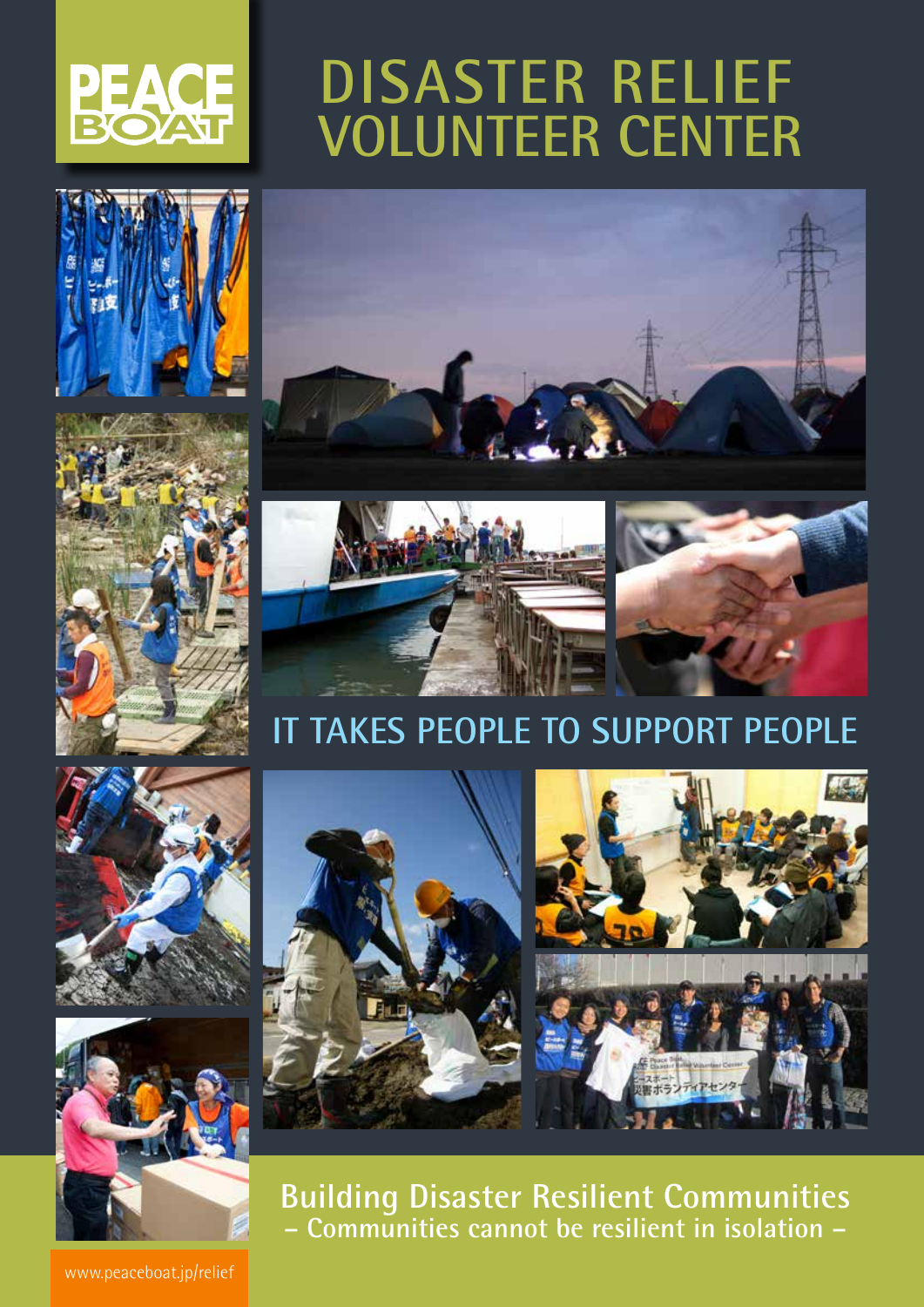PEACE BOAT

# DISASTER RELIEF VOLUNTEER CENTER

## IT TAKES PEOPLE TO SUPPORT PEOPLE

**Building Disaster Resilient Communities**
**– Communities cannot be resilient in isolation –**

www.peaceboat.jp/relief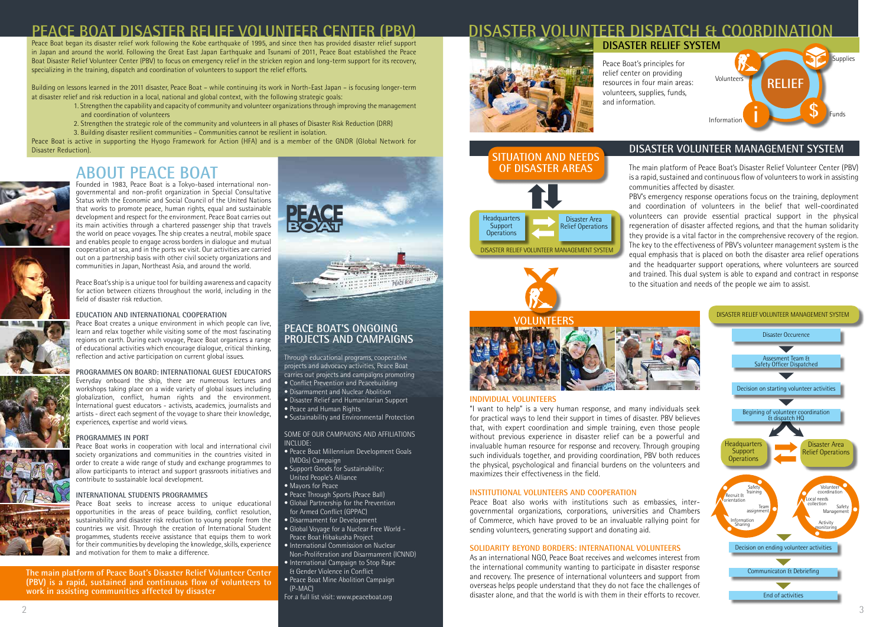# PEACE BOAT DISASTER RELIEF VOLUNTEER CENTER (PBV)

Peace Boat began its disaster relief work following the Kobe earthquake of 1995, and since then has provided disaster relief support in Japan and around the world. Following the Great East Japan Earthquake and Tsunami of 2011, Peace Boat established the Peace Boat Disaster Relief Volunteer Center (PBV) to focus on emergency relief in the stricken region and long-term support for its recovery, specializing in the training, dispatch and coordination of volunteers to support the relief efforts.

Building on lessons learned in the 2011 disaster, Peace Boat – while continuing its work in North-East Japan – is focusing longer-term at disaster relief and risk reduction in a local, national and global context, with the following strategic goals:

1. Strengthen the capability and capacity of community and volunteer organizations through improving the management and coordination of volunteers
2. Strengthen the strategic role of the community and volunteers in all phases of Disaster Risk Reduction (DRR)
3. Building disaster resilient communities – Communities cannot be resilient in isolation.

Peace Boat is active in supporting the Hyogo Framework for Action (HFA) and is a member of the GNDR (Global Network for Disaster Reduction).

## ABOUT PEACE BOAT

Founded in 1983, Peace Boat is a Tokyo-based international non-governmental and non-profit organization in Special Consultative Status with the Economic and Social Council of the United Nations that works to promote peace, human rights, equal and sustainable development and respect for the environment. Peace Boat carries out its main activities through a chartered passenger ship that travels the world on peace voyages. The ship creates a neutral, mobile space and enables people to engage across borders in dialogue and mutual cooperation at sea, and in the ports we visit. Our activities are carried out on a partnership basis with other civil society organizations and communities in Japan, Northeast Asia, and around the world.

Peace Boat's ship is a unique tool for building awareness and capacity for action between citizens throughout the world, including in the field of disaster risk reduction.

### EDUCATION AND INTERNATIONAL COOPERATION

Peace Boat creates a unique environment in which people can live, learn and relax together while visiting some of the most fascinating regions on earth. During each voyage, Peace Boat organizes a range of educational activities which encourage dialogue, critical thinking, reflection and active participation on current global issues.

### PROGRAMMES ON BOARD: INTERNATIONAL GUEST EDUCATORS

Everyday onboard the ship, there are numerous lectures and workshops taking place on a wide variety of global issues including globalization, conflict, human rights and the environment. International guest educators - activists, academics, journalists and artists - direct each segment of the voyage to share their knowledge, experiences, expertise and world views.

### PROGRAMMES IN PORT

Peace Boat works in cooperation with local and international civil society organizations and communities in the countries visited in order to create a wide range of study and exchange programmes to allow participants to interact and support grassroots initiatives and contribute to sustainable local development.

### INTERNATIONAL STUDENTS PROGRAMMES

Peace Boat seeks to increase access to unique educational opportunities in the areas of peace building, conflict resolution, sustainability and disaster risk reduction to young people from the countries we visit. Through the creation of International Student progammes, students receive assistance that equips them to work for their communities by developing the knowledge, skills, experience and motivation for them to make a difference.

**The main platform of Peace Boat's Disaster Relief Volunteer Center (PBV) is a rapid, sustained and continuous flow of volunteers to work in assisting communities affected by disaster**

## PEACE BOAT'S ONGOING PROJECTS AND CAMPAIGNS

Through educational programs, cooperative projects and advocacy activities, Peace Boat carries out projects and campaigns promoting

- Conflict Prevention and Peacebuilding
- Disarmament and Nuclear Abolition
- Disaster Relief and Humanitarian Support
- Peace and Human Rights
- Sustainability and Environmental Protection

SOME OF OUR CAMPAIGNS AND AFFILIATIONS INCLUDE:

- Peace Boat Millennium Development Goals (MDGs) Campaign
- Support Goods for Sustainability: United People's Alliance
- Mayors for Peace
- Peace Through Sports (Peace Ball)
- Global Partnership for the Prevention for Armed Conflict (GPPAC)
- Disarmament for Development
- Global Voyage for a Nuclear Free World - Peace Boat Hibakusha Project
- International Commission on Nuclear Non-Proliferation and Disarmament (ICNND)
- International Campaign to Stop Rape & Gender Violence in Conflict
- Peace Boat Mine Abolition Campaign (P-MAC)

For a full list visit: www.peaceboat.org

# DISASTER VOLUNTEER DISPATCH & COORDINATION

## DISASTER RELIEF SYSTEM

Peace Boat's principles for relief center on providing resources in four main areas: volunteers, supplies, funds, and information.

RELIEF: Volunteers, Supplies, Funds, Information

## DISASTER VOLUNTEER MANAGEMENT SYSTEM

SITUATION AND NEEDS OF DISASTER AREAS

Headquarters Support Operations ⇄ Disaster Area Relief Operations

DISASTER RELIEF VOLUNTEER MANAGEMENT SYSTEM

The main platform of Peace Boat's Disaster Relief Volunteer Center (PBV) is a rapid, sustained and continuous flow of volunteers to work in assisting communities affected by disaster.

PBV's emergency response operations focus on the training, deployment and coordination of volunteers in the belief that well-coordinated volunteers can provide essential practical support in the physical regeneration of disaster affected regions, and that the human solidarity they provide is a vital factor in the comprehensive recovery of the region. The key to the effectiveness of PBV's volunteer management system is the equal emphasis that is placed on both the disaster area relief operations and the headquarter support operations, where volunteers are sourced and trained. This dual system is able to expand and contract in response to the situation and needs of the people we aim to assist.

## VOLUNTEERS

### INDIVIDUAL VOLUNTEERS

"I want to help" is a very human response, and many individuals seek for practical ways to lend their support in times of disaster. PBV believes that, with expert coordination and simple training, even those people without previous experience in disaster relief can be a powerful and invaluable human resource for response and recovery. Through grouping such individuals together, and providing coordination, PBV both reduces the physical, psychological and financial burdens on the volunteers and maximizes their effectiveness in the field.

### INSTITUTIONAL VOLUNTEERS AND COOPERATION

Peace Boat also works with institutions such as embassies, inter-governmental organizations, corporations, universities and Chambers of Commerce, which have proved to be an invaluable rallying point for sending volunteers, generating support and donating aid.

### SOLIDARITY BEYOND BORDERS: INTERNATIONAL VOLUNTEERS

As an international NGO, Peace Boat receives and welcomes interest from the international community wanting to participate in disaster response and recovery. The presence of international volunteers and support from overseas helps people understand that they do not face the challenges of disaster alone, and that the world is with them in their efforts to recover.

DISASTER RELIEF VOLUNTEER MANAGEMENT SYSTEM

- Disaster Occurence
- Assessment Team & Safety Officer Dispatched
- Decision on starting volunteer activities
- Begining of volunteer coordination & dispatch HQ
- Headquarters Support Operations (Recruit & orientation, Safety Training, Team assignment, Information Sharing) ⇄ Disaster Area Relief Operations (Volunteer coordination, Local needs collection, Safety Management, Activity monitoring)
- Decision on ending volunteer activities
- Communicaton & Debriefing
- End of activities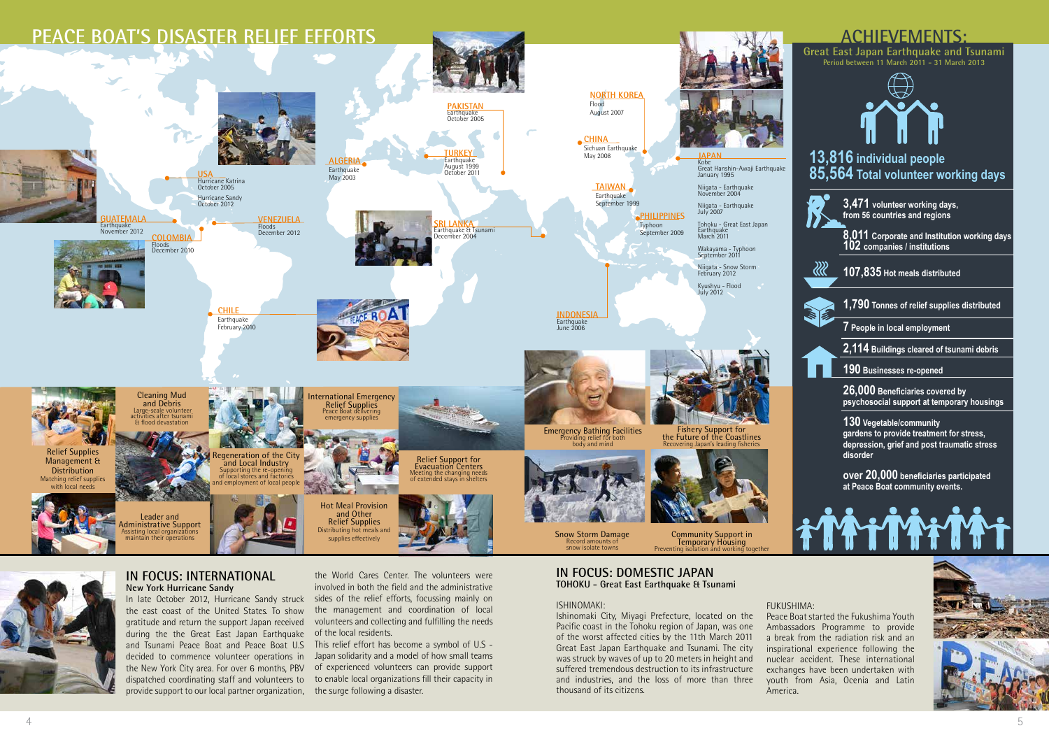# PEACE BOAT'S DISASTER RELIEF EFFORTS

**USA**
Hurricane Katrina
October 2005
Hurricane Sandy
October 2012

**GUATEMALA**
Earthquake
November 2012

**COLOMBIA**
Floods
December 2010

**VENEZUELA**
Floods
December 2012

**CHILE**
Earthquake
February 2010

**ALGERIA**
Earthquake
May 2003

**PAKISTAN**
Earthquake
October 2005

**TURKEY**
Earthquake
August 1999
October 2011

**SRI LANKA**
Earthquake & Tsunami
December 2004

**NORTH KOREA**
Flood
August 2007

**CHINA**
Sichuan Earthquake
May 2008

**TAIWAN**
Earthquake
September 1999

**PHILIPPINES**
Typhoon
September 2009

**INDONESIA**
Earthquake
June 2006

**JAPAN**
Kobe
Great Hanshin-Awaji Earthquake
January 1995

Niigata - Earthquake
November 2004

Niigata - Earthquake
July 2007

Tohoku - Great East Japan Earthquake
March 2011

Wakayama - Typhoon
September 2011

Niigata - Snow Storm
February 2012

Kyushyu - Flood
July 2012

**Relief Supplies Management & Distribution**
Matching relief supplies with local needs

**Cleaning Mud and Debris**
Large-scale volunteer activities after tsunami & flood devastation

**Regeneration of the City and Local Industry**
Supporting the re-opening of local stores and factories and employment of local people

**International Emergency Relief Supplies**
Peace Boat delivering emergency supplies

**Relief Support for Evacuation Centers**
Meeting the changing needs of extended stays in shelters

**Leader and Administrative Support**
Assisting local organizations maintain their operations

**Hot Meal Provision and Other Relief Supplies**
Distributing hot meals and supplies effectively

**Emergency Bathing Facilities**
Providing relief for both body and mind

**Fishery Support for the Future of the Coastlines**
Recovering Japan's leading fisheries

**Snow Storm Damage**
Record amounts of snow isolate towns

**Community Support in Temporary Housing**
Preventing isolation and working together

## ACHIEVEMENTS:

**Great East Japan Earthquake and Tsunami**
Period between 11 March 2011 - 31 March 2013

**13,816** individual people
**85,564** Total volunteer working days

- **3,471** volunteer working days, from 56 countries and regions
- **8,011** Corporate and Institution working days
- **102** companies / institutions
- **107,835** Hot meals distributed
- **1,790** Tonnes of relief supplies distributed
- **7** People in local employment
- **2,114** Buildings cleared of tsunami debris
- **190** Businesses re-opened
- **26,000** Beneficiaries covered by psychosocial support at temporary housings
- **130** Vegetable/community gardens to provide treatment for stress, depression, grief and post traumatic stress disorder
- over **20,000** beneficiaries participated at Peace Boat community events.

## IN FOCUS: INTERNATIONAL

### New York Hurricane Sandy

In late October 2012, Hurricane Sandy struck the east coast of the United States. To show gratitude and return the support Japan received during the Great East Japan Earthquake and Tsunami Peace Boat and Peace Boat U.S decided to commence volunteer operations in the New York City area. For over 6 months, PBV dispatched coordinating staff and volunteers to provide support to our local partner organization, the World Cares Center. The volunteers were involved in both the field and the administrative sides of the relief efforts, focussing mainly on the management and coordination of local volunteers and collecting and fulfilling the needs of the local residents.

This relief effort has become a symbol of U.S - Japan solidarity and a model of how small teams of experienced volunteers can provide support to enable local organizations fill their capacity in the surge following a disaster.

## IN FOCUS: DOMESTIC JAPAN

### TOHOKU - Great East Earthquake & Tsunami

ISHINOMAKI:

Ishinomaki City, Miyagi Prefecture, located on the Pacific coast in the Tohoku region of Japan, was one of the worst affected cities by the 11th March 2011 Great East Japan Earthquake and Tsunami. The city was struck by waves of up to 20 meters in height and suffered tremendous destruction to its infrastructure and industries, and the loss of more than three thousand of its citizens.

FUKUSHIMA:

Peace Boat started the Fukushima Youth Ambassadors Programme to provide a break from the radiation risk and an inspirational experience following the nuclear accident. These international exchanges have been undertaken with youth from Asia, Ocenia and Latin America.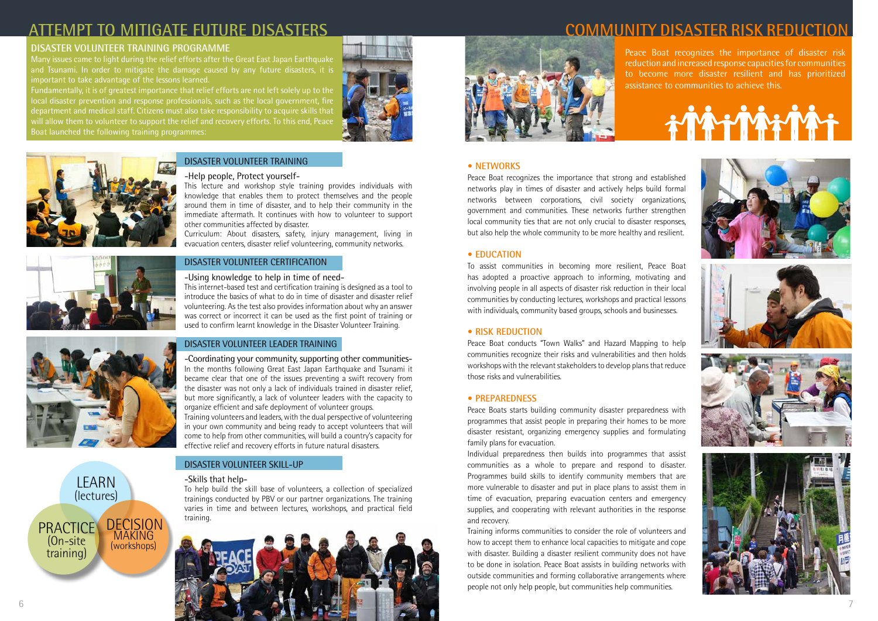# ATTEMPT TO MITIGATE FUTURE DISASTERS

## DISASTER VOLUNTEER TRAINING PROGRAMME

Many issues came to light during the relief efforts after the Great East Japan Earthquake and Tsunami. In order to mitigate the damage caused by any future disasters, it is important to take advantage of the lessons learned.

Fundamentally, it is of greatest importance that relief efforts are not left solely up to the local disaster prevention and response professionals, such as the local government, fire department and medical staff. Citizens must also take responsibility to acquire skills that will allow them to volunteer to support the relief and recovery efforts. To this end, Peace Boat launched the following training programmes:

### DISASTER VOLUNTEER TRAINING

-Help people, Protect yourself-

This lecture and workshop style training provides individuals with knowledge that enables them to protect themselves and the people around them in time of disaster, and to help their community in the immediate aftermath. It continues with how to volunteer to support other communities affected by disaster.

Curriculum: About disasters, safety, injury management, living in evacuation centers, disaster relief volunteering, community networks.

### DISASTER VOLUNTEER CERTIFICATION

-Using knowledge to help in time of need-

This internet-based test and certification training is designed as a tool to introduce the basics of what to do in time of disaster and disaster relief volunteering. As the test also provides information about why an answer was correct or incorrect it can be used as the first point of training or used to confirm learnt knowledge in the Disaster Volunteer Training.

### DISASTER VOLUNTEER LEADER TRAINING

-Coordinating your community, supporting other communities-

In the months following Great East Japan Earthquake and Tsunami it became clear that one of the issues preventing a swift recovery from the disaster was not only a lack of individuals trained in disaster relief, but more significantly, a lack of volunteer leaders with the capacity to organize efficient and safe deployment of volunteer groups.

Training volunteers and leaders, with the dual perspective of volunteering in your own community and being ready to accept volunteers that will come to help from other communities, will build a country's capacity for effective relief and recovery efforts in future natural disasters.

### DISASTER VOLUNTEER SKILL-UP

-Skills that help-

To help build the skill base of volunteers, a collection of specialized trainings conducted by PBV or our partner organizations. The training varies in time and between lectures, workshops, and practical field training.

LEARN (lectures)

PRACTICE (On-site training)

DECISION MAKING (workshops)

# COMMUNITY DISASTER RISK REDUCTION

Peace Boat recognizes the importance of disaster risk reduction and increased response capacities for communities to become more disaster resilient and has prioritized assistance to communities to achieve this.

### • NETWORKS

Peace Boat recognizes the importance that strong and established networks play in times of disaster and actively helps build formal networks between corporations, civil society organizations, government and communities. These networks further strengthen local community ties that are not only crucial to disaster responses, but also help the whole community to be more healthy and resilient.

### • EDUCATION

To assist communities in becoming more resilient, Peace Boat has adopted a proactive approach to informing, motivating and involving people in all aspects of disaster risk reduction in their local communities by conducting lectures, workshops and practical lessons with individuals, community based groups, schools and businesses.

### • RISK REDUCTION

Peace Boat conducts "Town Walks" and Hazard Mapping to help communities recognize their risks and vulnerabilities and then holds workshops with the relevant stakeholders to develop plans that reduce those risks and vulnerabilities.

### • PREPAREDNESS

Peace Boats starts building community disaster preparedness with programmes that assist people in preparing their homes to be more disaster resistant, organizing emergency supplies and formulating family plans for evacuation.

Individual preparedness then builds into programmes that assist communities as a whole to prepare and respond to disaster. Programmes build skills to identify community members that are more vulnerable to disaster and put in place plans to assist them in time of evacuation, preparing evacuation centers and emergency supplies, and cooperating with relevant authorities in the response and recovery.

Training informs communities to consider the role of volunteers and how to accept them to enhance local capacities to mitigate and cope with disaster. Building a disaster resilient community does not have to be done in isolation. Peace Boat assists in building networks with outside communities and forming collaborative arrangements where people not only help people, but communities help communities.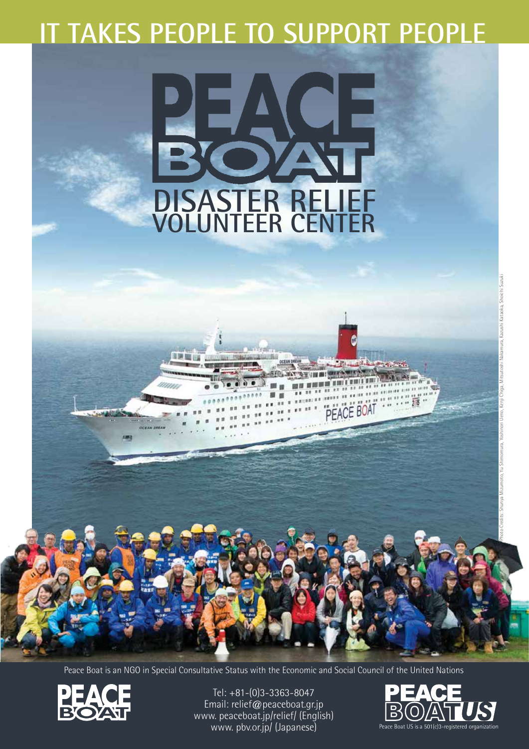# IT TAKES PEOPLE TO SUPPORT PEOPLE

# PEACE BOAT

## DISASTER RELIEF VOLUNTEER CENTER

Photo Credits: Shunya Mizumoto, Yu Shimomura, Yoshinori Ueno, Kenji Chiga, Mitsutoshi Nakamura, Kazushi Kataoka, Shoichi Suzuki

Peace Boat is an NGO in Special Consultative Status with the Economic and Social Council of the United Nations

Tel: +81-(0)3-3363-8047
Email: relief@peaceboat.gr.jp
www. peaceboat.jp/relief/ (English)
www. pbv.or.jp/ (Japanese)

Peace Boat US is a 501(c)3-registered organization